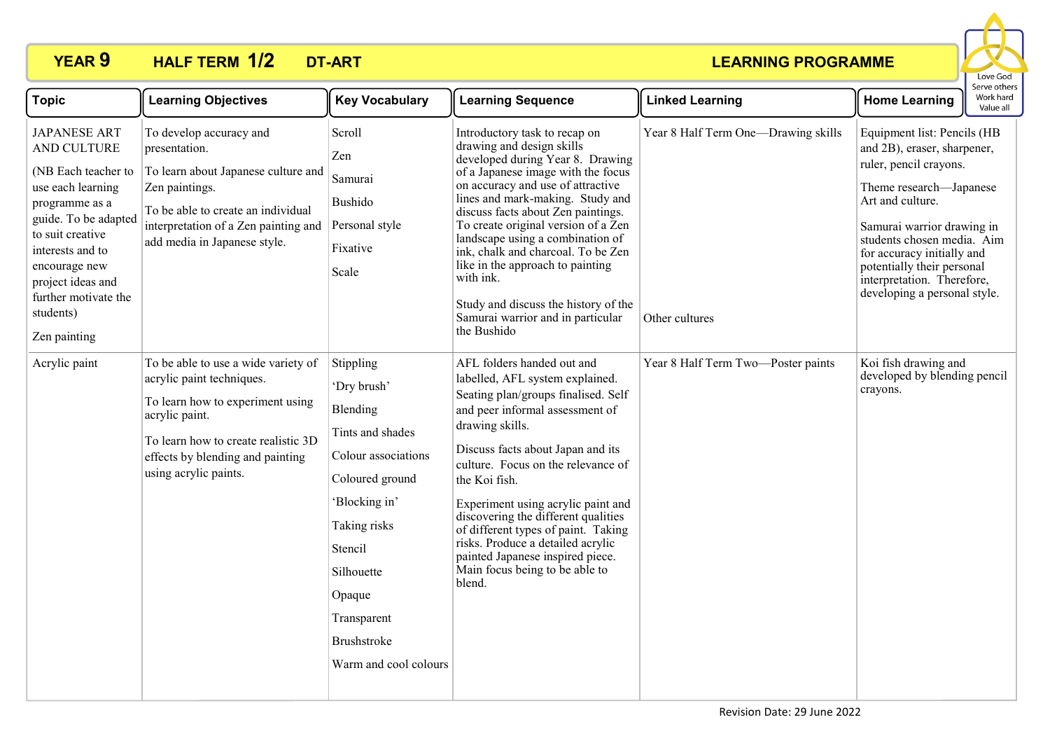# YEAR 9 HALF TERM 1/2 DT-ART LEARNING PROGRAMME

Love God
Serve others
Work hard
Value all

| Topic | Learning Objectives | Key Vocabulary | Learning Sequence | Linked Learning | Home Learning |
|---|---|---|---|---|---|
| JAPANESE ART AND CULTURE<br><br>(NB Each teacher to use each learning programme as a guide. To be adapted to suit creative interests and to encourage new project ideas and further motivate the students)<br><br>Zen painting | To develop accuracy and presentation.<br><br>To learn about Japanese culture and Zen paintings.<br><br>To be able to create an individual interpretation of a Zen painting and add media in Japanese style. | Scroll<br>Zen<br>Samurai<br>Bushido<br>Personal style<br>Fixative<br>Scale | Introductory task to recap on drawing and design skills developed during Year 8. Drawing of a Japanese image with the focus on accuracy and use of attractive lines and mark-making. Study and discuss facts about Zen paintings. To create original version of a Zen landscape using a combination of ink, chalk and charcoal. To be Zen like in the approach to painting with ink.<br><br>Study and discuss the history of the Samurai warrior and in particular the Bushido | Year 8 Half Term One—Drawing skills<br><br>Other cultures | Equipment list: Pencils (HB and 2B), eraser, sharpener, ruler, pencil crayons.<br><br>Theme research—Japanese Art and culture.<br><br>Samurai warrior drawing in students chosen media. Aim for accuracy initially and potentially their personal interpretation. Therefore, developing a personal style. |
| Acrylic paint | To be able to use a wide variety of acrylic paint techniques.<br><br>To learn how to experiment using acrylic paint.<br><br>To learn how to create realistic 3D effects by blending and painting using acrylic paints. | Stippling<br>'Dry brush'<br>Blending<br>Tints and shades<br>Colour associations<br>Coloured ground<br>'Blocking in'<br>Taking risks<br>Stencil<br>Silhouette<br>Opaque<br>Transparent<br>Brushstroke<br>Warm and cool colours | AFL folders handed out and labelled, AFL system explained. Seating plan/groups finalised. Self and peer informal assessment of drawing skills.<br><br>Discuss facts about Japan and its culture. Focus on the relevance of the Koi fish.<br><br>Experiment using acrylic paint and discovering the different qualities of different types of paint. Taking risks. Produce a detailed acrylic painted Japanese inspired piece. Main focus being to be able to blend. | Year 8 Half Term Two—Poster paints | Koi fish drawing and developed by blending pencil crayons. |

Revision Date: 29 June 2022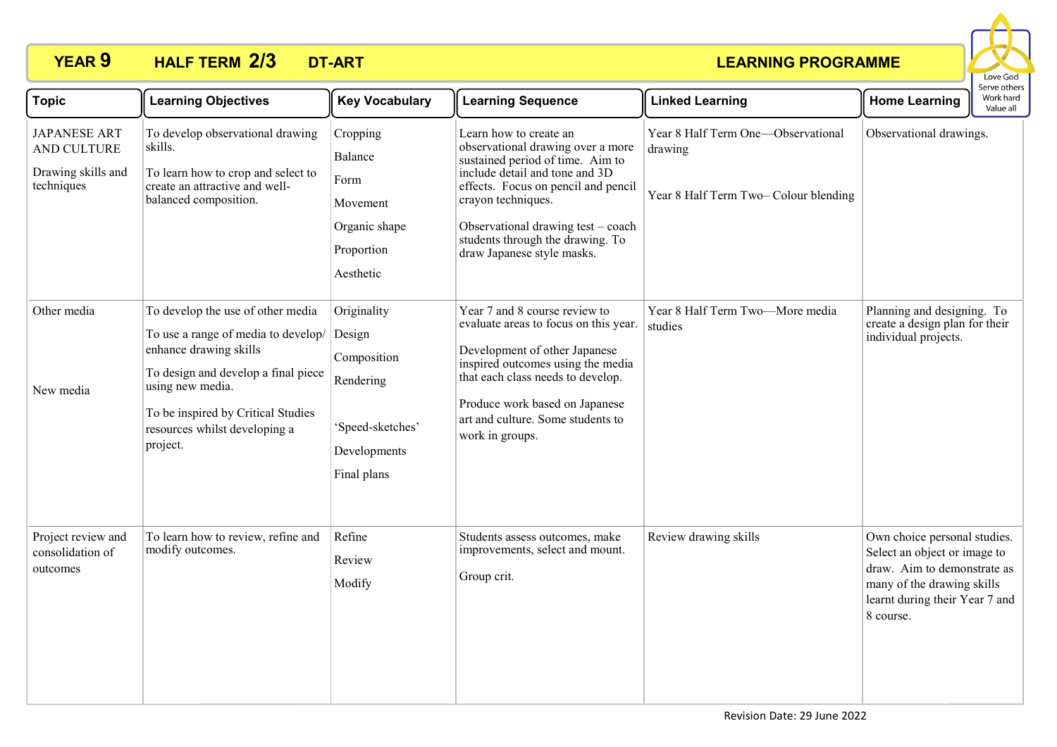# YEAR 9 HALF TERM 2/3 DT-ART LEARNING PROGRAMME

Love God
Serve others
Work hard
Value all

| Topic | Learning Objectives | Key Vocabulary | Learning Sequence | Linked Learning | Home Learning |
|---|---|---|---|---|---|
| JAPANESE ART AND CULTURE<br><br>Drawing skills and techniques | To develop observational drawing skills.<br><br>To learn how to crop and select to create an attractive and well-balanced composition. | Cropping<br>Balance<br>Form<br>Movement<br>Organic shape<br>Proportion<br>Aesthetic | Learn how to create an observational drawing over a more sustained period of time. Aim to include detail and tone and 3D effects. Focus on pencil and pencil crayon techniques.<br><br>Observational drawing test – coach students through the drawing. To draw Japanese style masks. | Year 8 Half Term One—Observational drawing<br><br>Year 8 Half Term Two– Colour blending | Observational drawings. |
| Other media<br><br>New media | To develop the use of other media<br><br>To use a range of media to develop/ enhance drawing skills<br><br>To design and develop a final piece using new media.<br><br>To be inspired by Critical Studies resources whilst developing a project. | Originality<br>Design<br>Composition<br>Rendering<br><br>'Speed-sketches'<br>Developments<br>Final plans | Year 7 and 8 course review to evaluate areas to focus on this year.<br><br>Development of other Japanese inspired outcomes using the media that each class needs to develop.<br><br>Produce work based on Japanese art and culture. Some students to work in groups. | Year 8 Half Term Two—More media studies | Planning and designing. To create a design plan for their individual projects. |
| Project review and consolidation of outcomes | To learn how to review, refine and modify outcomes. | Refine<br>Review<br>Modify | Students assess outcomes, make improvements, select and mount.<br><br>Group crit. | Review drawing skills | Own choice personal studies. Select an object or image to draw. Aim to demonstrate as many of the drawing skills learnt during their Year 7 and 8 course. |

Revision Date: 29 June 2022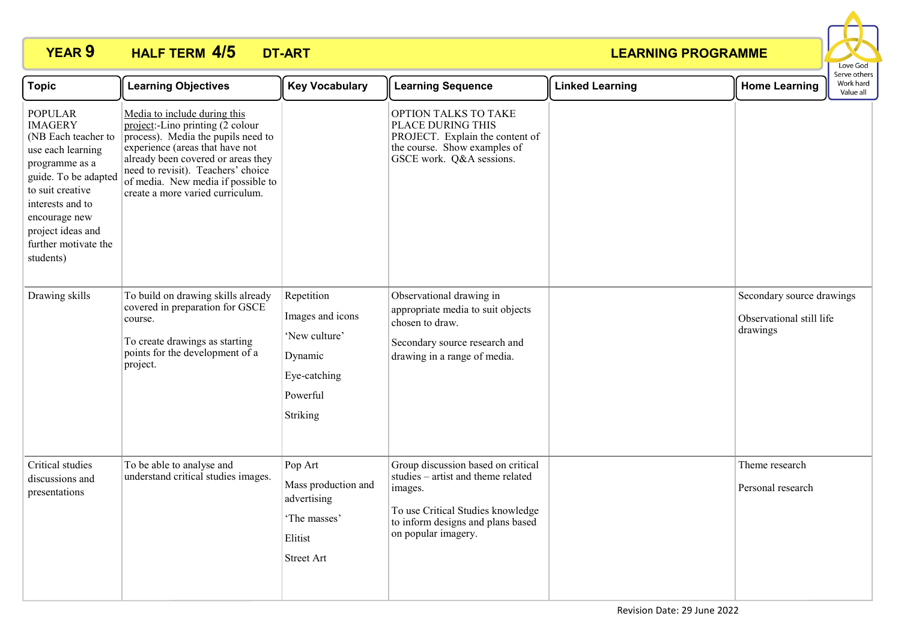**YEAR 9 HALF TERM 4/5 DT-ART LEARNING PROGRAMME**

Love God
Serve others
Work hard
Value all

| Topic | Learning Objectives | Key Vocabulary | Learning Sequence | Linked Learning | Home Learning |
|---|---|---|---|---|---|
| POPULAR IMAGERY (NB Each teacher to use each learning programme as a guide. To be adapted to suit creative interests and to encourage new project ideas and further motivate the students) | Media to include during this project:-Lino printing (2 colour process). Media the pupils need to experience (areas that have not already been covered or areas they need to revisit). Teachers' choice of media. New media if possible to create a more varied curriculum. | | OPTION TALKS TO TAKE PLACE DURING THIS PROJECT. Explain the content of the course. Show examples of GSCE work. Q&A sessions. | | |
| Drawing skills | To build on drawing skills already covered in preparation for GSCE course.<br><br>To create drawings as starting points for the development of a project. | Repetition<br>Images and icons<br>'New culture'<br>Dynamic<br>Eye-catching<br>Powerful<br>Striking | Observational drawing in appropriate media to suit objects chosen to draw.<br><br>Secondary source research and drawing in a range of media. | | Secondary source drawings<br><br>Observational still life drawings |
| Critical studies discussions and presentations | To be able to analyse and understand critical studies images. | Pop Art<br>Mass production and advertising<br>'The masses'<br>Elitist<br>Street Art | Group discussion based on critical studies – artist and theme related images.<br><br>To use Critical Studies knowledge to inform designs and plans based on popular imagery. | | Theme research<br><br>Personal research |

Revision Date: 29 June 2022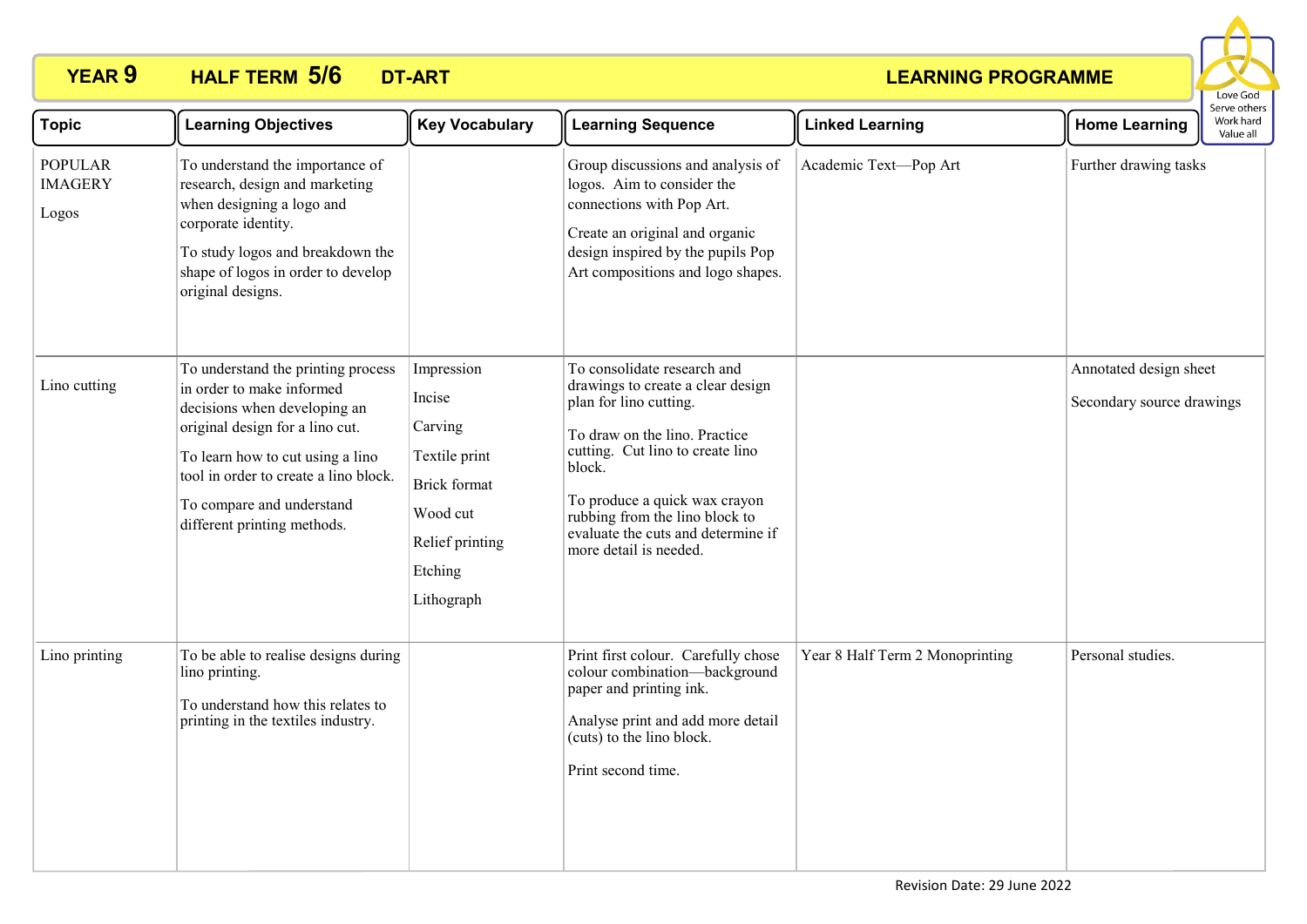# YEAR 9 HALF TERM 5/6 DT-ART LEARNING PROGRAMME

Love God
Serve others
Work hard
Value all

| Topic | Learning Objectives | Key Vocabulary | Learning Sequence | Linked Learning | Home Learning |
|---|---|---|---|---|---|
| POPULAR IMAGERY<br><br>Logos | To understand the importance of research, design and marketing when designing a logo and corporate identity.<br><br>To study logos and breakdown the shape of logos in order to develop original designs. | | Group discussions and analysis of logos. Aim to consider the connections with Pop Art.<br><br>Create an original and organic design inspired by the pupils Pop Art compositions and logo shapes. | Academic Text—Pop Art | Further drawing tasks |
| Lino cutting | To understand the printing process in order to make informed decisions when developing an original design for a lino cut.<br><br>To learn how to cut using a lino tool in order to create a lino block.<br><br>To compare and understand different printing methods. | Impression<br><br>Incise<br><br>Carving<br><br>Textile print<br><br>Brick format<br><br>Wood cut<br><br>Relief printing<br><br>Etching<br><br>Lithograph | To consolidate research and drawings to create a clear design plan for lino cutting.<br><br>To draw on the lino. Practice cutting. Cut lino to create lino block.<br><br>To produce a quick wax crayon rubbing from the lino block to evaluate the cuts and determine if more detail is needed. | | Annotated design sheet<br><br>Secondary source drawings |
| Lino printing | To be able to realise designs during lino printing.<br><br>To understand how this relates to printing in the textiles industry. | | Print first colour. Carefully chose colour combination—background paper and printing ink.<br><br>Analyse print and add more detail (cuts) to the lino block.<br><br>Print second time. | Year 8 Half Term 2 Monoprinting | Personal studies. |

Revision Date: 29 June 2022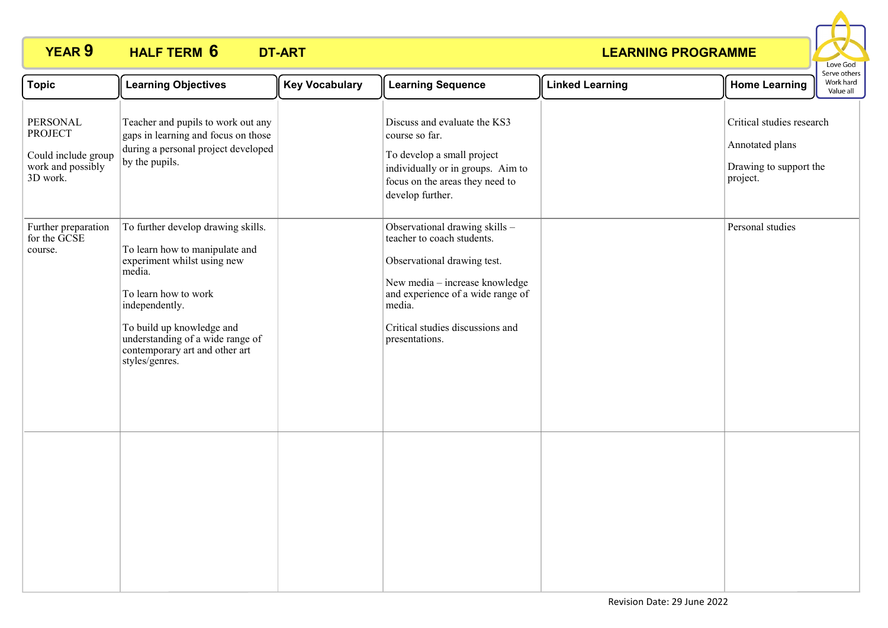**YEAR 9 HALF TERM 6 DT-ART LEARNING PROGRAMME**

Love God
Serve others
Work hard
Value all

| Topic | Learning Objectives | Key Vocabulary | Learning Sequence | Linked Learning | Home Learning |
|---|---|---|---|---|---|
| PERSONAL PROJECT<br><br>Could include group work and possibly 3D work. | Teacher and pupils to work out any gaps in learning and focus on those during a personal project developed by the pupils. | | Discuss and evaluate the KS3 course so far.<br><br>To develop a small project individually or in groups. Aim to focus on the areas they need to develop further. | | Critical studies research<br><br>Annotated plans<br><br>Drawing to support the project. |
| Further preparation for the GCSE course. | To further develop drawing skills.<br><br>To learn how to manipulate and experiment whilst using new media.<br><br>To learn how to work independently.<br><br>To build up knowledge and understanding of a wide range of contemporary art and other art styles/genres. | | Observational drawing skills – teacher to coach students.<br><br>Observational drawing test.<br><br>New media – increase knowledge and experience of a wide range of media.<br><br>Critical studies discussions and presentations. | | Personal studies |
| | | | | | |

Revision Date: 29 June 2022